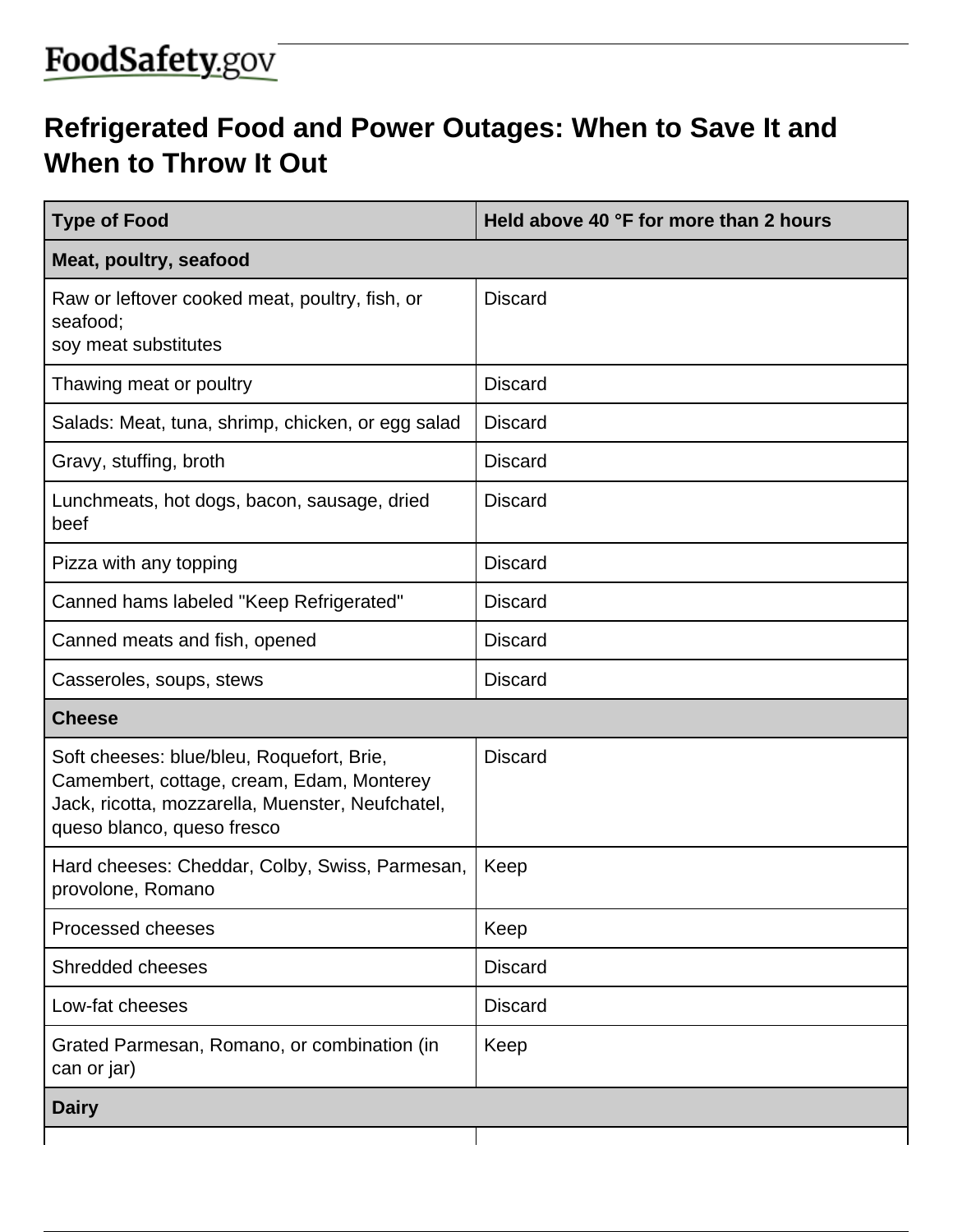FoodSafety.gov

# Refrigerated Food and Power Outages: When to Save It and When to Throw It Out

| Type of Food | Held above 40 °F for more than 2 hours |
|---|---|
| **Meat, poultry, seafood** | |
| Raw or leftover cooked meat, poultry, fish, or seafood; soy meat substitutes | Discard |
| Thawing meat or poultry | Discard |
| Salads: Meat, tuna, shrimp, chicken, or egg salad | Discard |
| Gravy, stuffing, broth | Discard |
| Lunchmeats, hot dogs, bacon, sausage, dried beef | Discard |
| Pizza with any topping | Discard |
| Canned hams labeled "Keep Refrigerated" | Discard |
| Canned meats and fish, opened | Discard |
| Casseroles, soups, stews | Discard |
| **Cheese** | |
| Soft cheeses: blue/bleu, Roquefort, Brie, Camembert, cottage, cream, Edam, Monterey Jack, ricotta, mozzarella, Muenster, Neufchatel, queso blanco, queso fresco | Discard |
| Hard cheeses: Cheddar, Colby, Swiss, Parmesan, provolone, Romano | Keep |
| Processed cheeses | Keep |
| Shredded cheeses | Discard |
| Low-fat cheeses | Discard |
| Grated Parmesan, Romano, or combination (in can or jar) | Keep |
| **Dairy** | |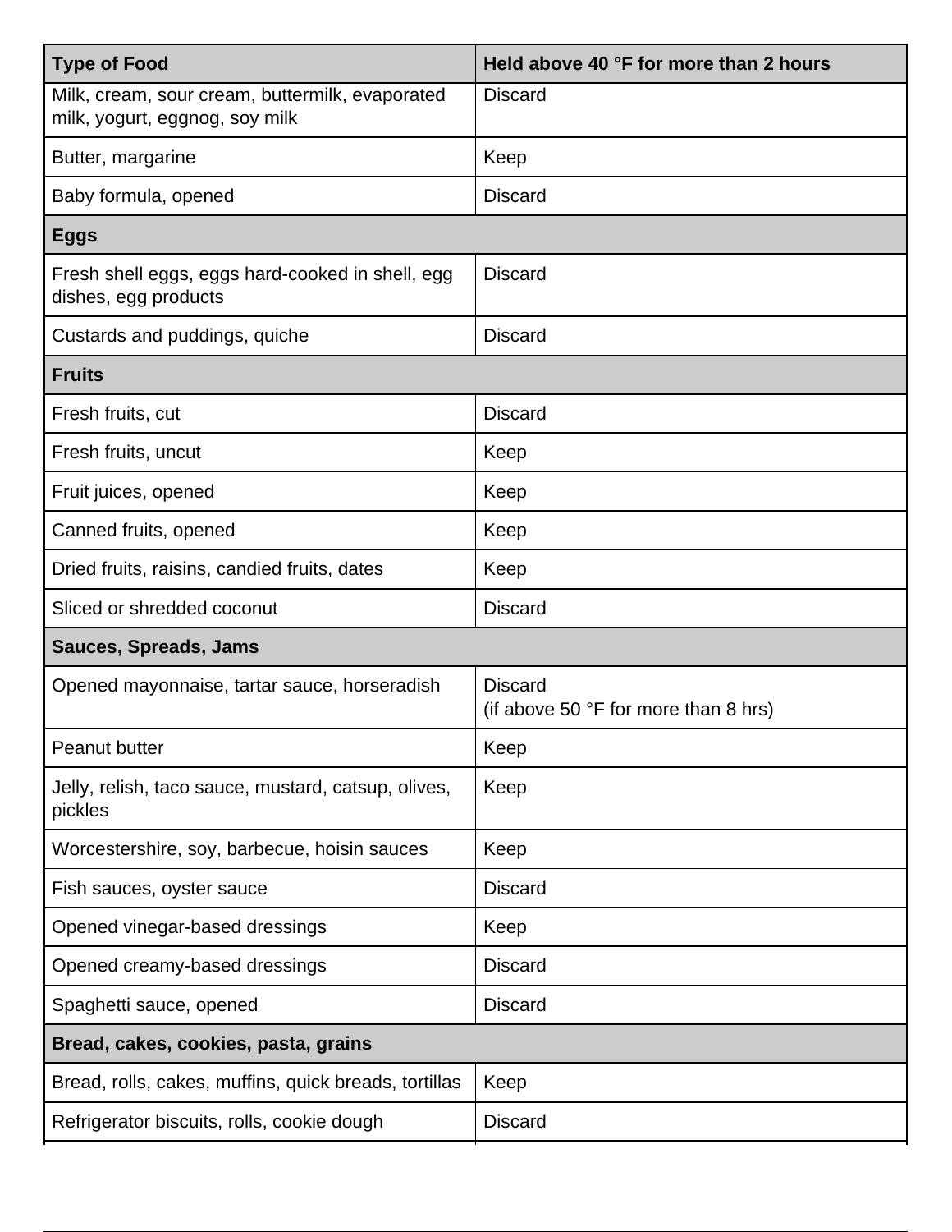| Type of Food | Held above 40 °F for more than 2 hours |
| --- | --- |
| Milk, cream, sour cream, buttermilk, evaporated milk, yogurt, eggnog, soy milk | Discard |
| Butter, margarine | Keep |
| Baby formula, opened | Discard |
| **Eggs** | |
| Fresh shell eggs, eggs hard-cooked in shell, egg dishes, egg products | Discard |
| Custards and puddings, quiche | Discard |
| **Fruits** | |
| Fresh fruits, cut | Discard |
| Fresh fruits, uncut | Keep |
| Fruit juices, opened | Keep |
| Canned fruits, opened | Keep |
| Dried fruits, raisins, candied fruits, dates | Keep |
| Sliced or shredded coconut | Discard |
| **Sauces, Spreads, Jams** | |
| Opened mayonnaise, tartar sauce, horseradish | Discard (if above 50 °F for more than 8 hrs) |
| Peanut butter | Keep |
| Jelly, relish, taco sauce, mustard, catsup, olives, pickles | Keep |
| Worcestershire, soy, barbecue, hoisin sauces | Keep |
| Fish sauces, oyster sauce | Discard |
| Opened vinegar-based dressings | Keep |
| Opened creamy-based dressings | Discard |
| Spaghetti sauce, opened | Discard |
| **Bread, cakes, cookies, pasta, grains** | |
| Bread, rolls, cakes, muffins, quick breads, tortillas | Keep |
| Refrigerator biscuits, rolls, cookie dough | Discard |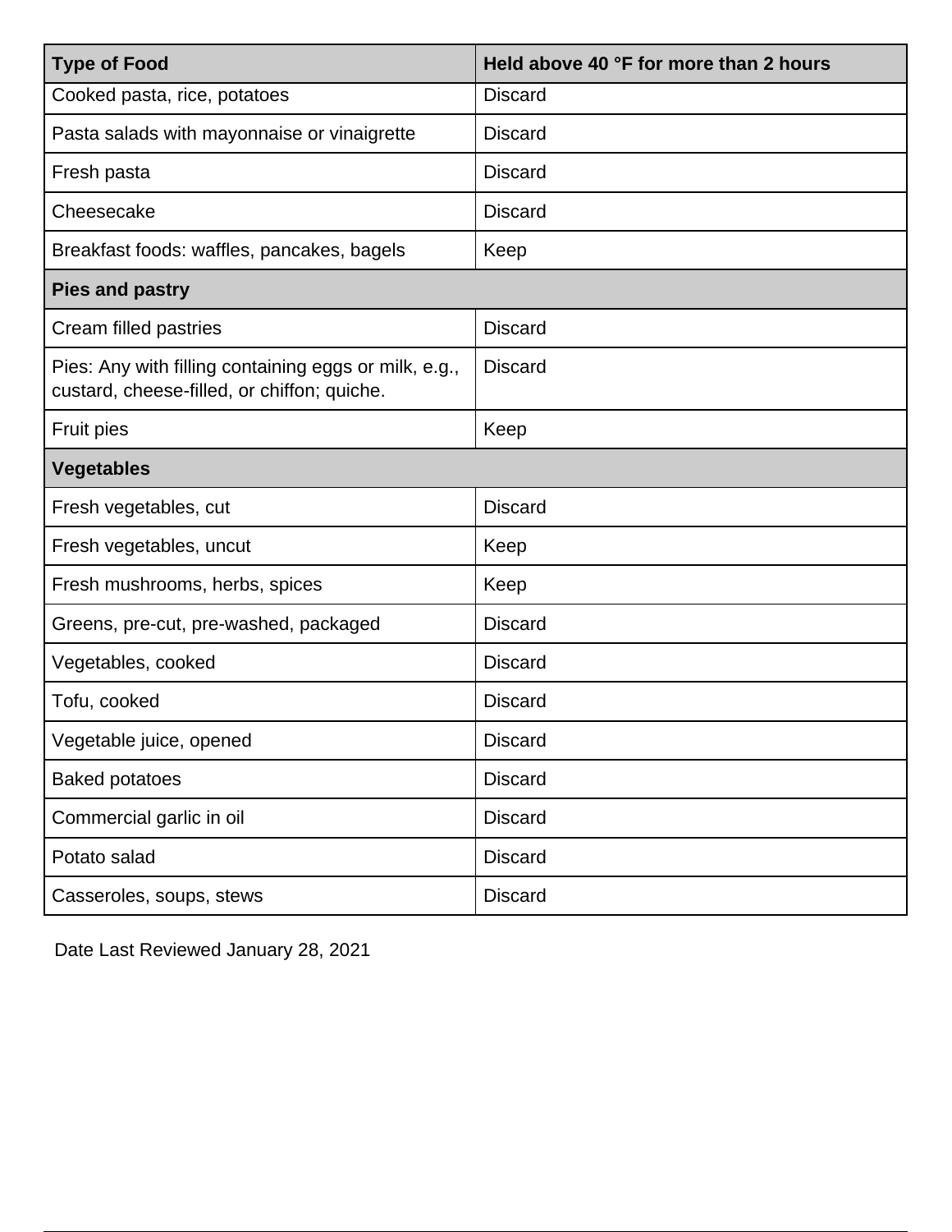| Type of Food | Held above 40 °F for more than 2 hours |
|---|---|
| Cooked pasta, rice, potatoes | Discard |
| Pasta salads with mayonnaise or vinaigrette | Discard |
| Fresh pasta | Discard |
| Cheesecake | Discard |
| Breakfast foods: waffles, pancakes, bagels | Keep |
| **Pies and pastry** | |
| Cream filled pastries | Discard |
| Pies: Any with filling containing eggs or milk, e.g., custard, cheese-filled, or chiffon; quiche. | Discard |
| Fruit pies | Keep |
| **Vegetables** | |
| Fresh vegetables, cut | Discard |
| Fresh vegetables, uncut | Keep |
| Fresh mushrooms, herbs, spices | Keep |
| Greens, pre-cut, pre-washed, packaged | Discard |
| Vegetables, cooked | Discard |
| Tofu, cooked | Discard |
| Vegetable juice, opened | Discard |
| Baked potatoes | Discard |
| Commercial garlic in oil | Discard |
| Potato salad | Discard |
| Casseroles, soups, stews | Discard |

Date Last Reviewed January 28, 2021